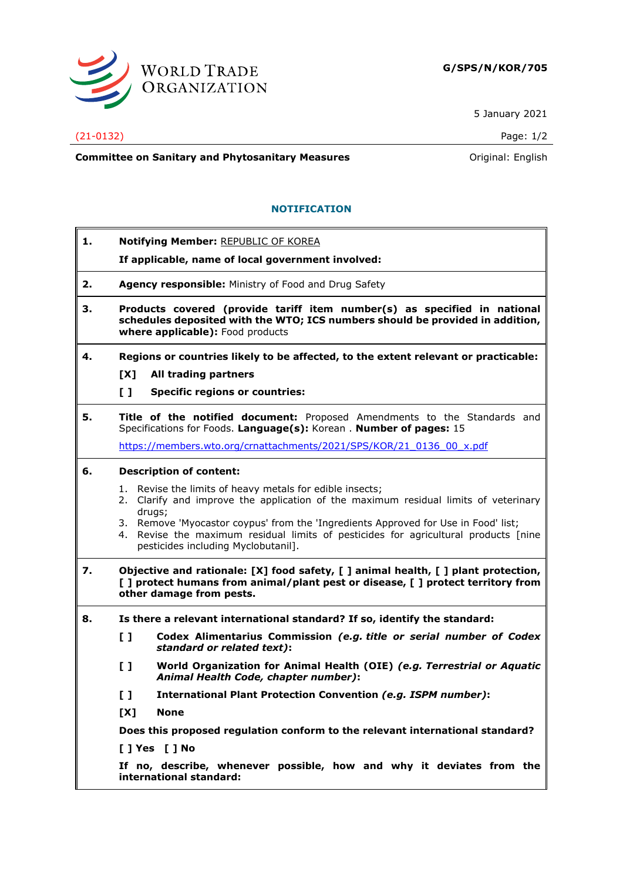**G/SPS/N/KOR/705**

5 January 2021

(21-0132)

**Committee on Sanitary and Phytosanitary Measures** — Original: English

## NOTIFICATION

**1. Notifying Member:** REPUBLIC OF KOREA

**If applicable, name of local government involved:**

**2. Agency responsible:** Ministry of Food and Drug Safety

**3. Products covered (provide tariff item number(s) as specified in national schedules deposited with the WTO; ICS numbers should be provided in addition, where applicable):** Food products

**4. Regions or countries likely to be affected, to the extent relevant or practicable:**

**[X] All trading partners**

**[ ] Specific regions or countries:**

**5. Title of the notified document:** Proposed Amendments to the Standards and Specifications for Foods. **Language(s):** Korean . **Number of pages:** 15

https://members.wto.org/crnattachments/2021/SPS/KOR/21_0136_00_x.pdf

**6. Description of content:**

1. Revise the limits of heavy metals for edible insects;
2. Clarify and improve the application of the maximum residual limits of veterinary drugs;
3. Remove 'Myocastor coypus' from the 'Ingredients Approved for Use in Food' list;
4. Revise the maximum residual limits of pesticides for agricultural products [nine pesticides including Myclobutanil].

**7. Objective and rationale: [X] food safety, [ ] animal health, [ ] plant protection, [ ] protect humans from animal/plant pest or disease, [ ] protect territory from other damage from pests.**

**8. Is there a relevant international standard? If so, identify the standard:**

**[ ] Codex Alimentarius Commission** ***(e.g. title or serial number of Codex standard or related text)*****:**

**[ ] World Organization for Animal Health (OIE)** ***(e.g. Terrestrial or Aquatic Animal Health Code, chapter number)*****:**

**[ ] International Plant Protection Convention** ***(e.g. ISPM number)*****:**

**[X] None**

**Does this proposed regulation conform to the relevant international standard?**

**[ ] Yes [ ] No**

**If no, describe, whenever possible, how and why it deviates from the international standard:**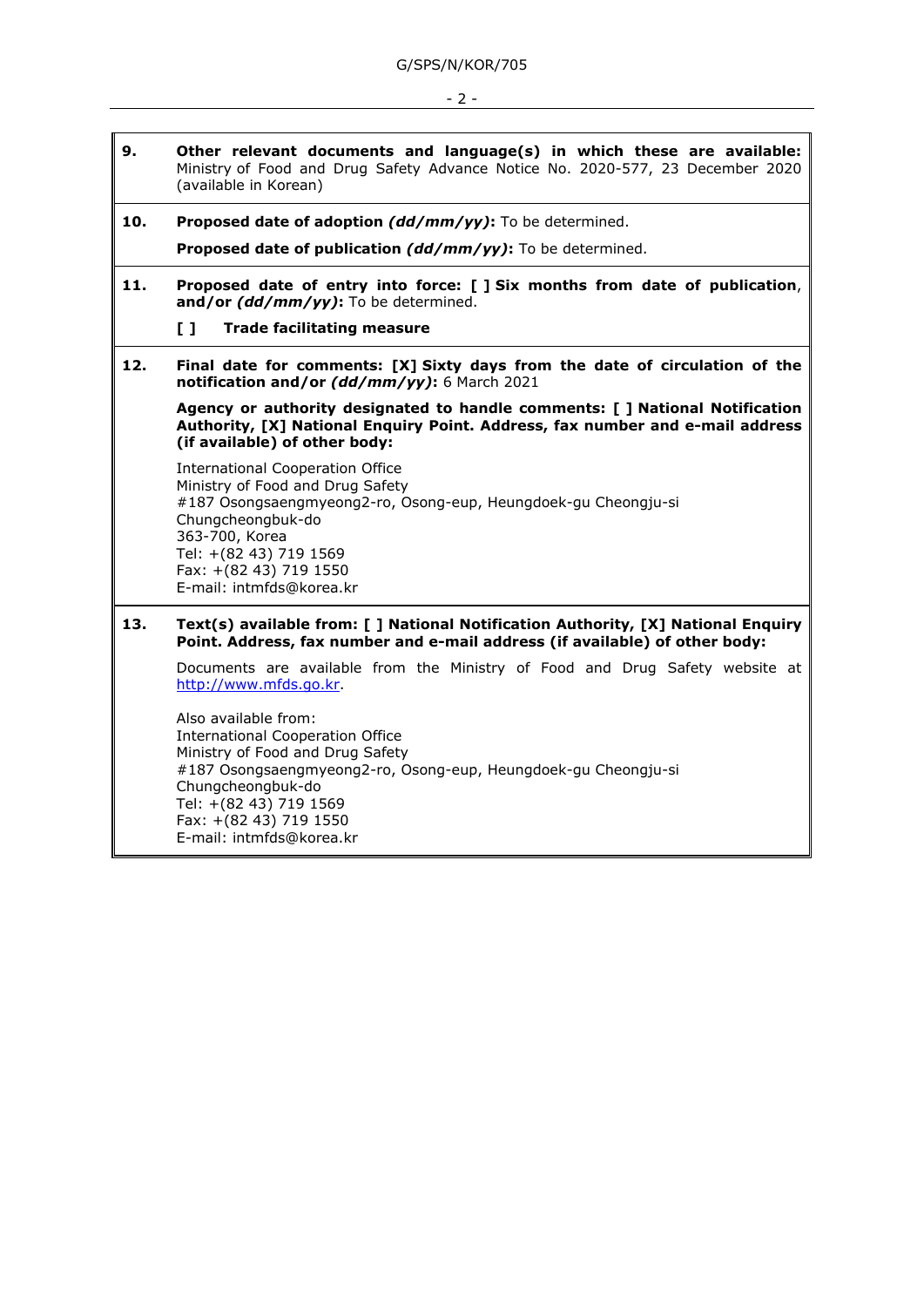**9. Other relevant documents and language(s) in which these are available:** Ministry of Food and Drug Safety Advance Notice No. 2020-577, 23 December 2020 (available in Korean)

**10. Proposed date of adoption *(dd/mm/yy)*:** To be determined.

**Proposed date of publication *(dd/mm/yy)*:** To be determined.

**11. Proposed date of entry into force: [ ] Six months from date of publication**, **and/or *(dd/mm/yy)*:** To be determined.

**[ ] Trade facilitating measure**

**12. Final date for comments: [X] Sixty days from the date of circulation of the notification and/or *(dd/mm/yy)*:** 6 March 2021

**Agency or authority designated to handle comments: [ ] National Notification Authority, [X] National Enquiry Point. Address, fax number and e-mail address (if available) of other body:**

International Cooperation Office
Ministry of Food and Drug Safety
#187 Osongsaengmyeong2-ro, Osong-eup, Heungdoek-gu Cheongju-si
Chungcheongbuk-do
363-700, Korea
Tel: +(82 43) 719 1569
Fax: +(82 43) 719 1550
E-mail: intmfds@korea.kr

**13. Text(s) available from: [ ] National Notification Authority, [X] National Enquiry Point. Address, fax number and e-mail address (if available) of other body:**

Documents are available from the Ministry of Food and Drug Safety website at http://www.mfds.go.kr.

Also available from:
International Cooperation Office
Ministry of Food and Drug Safety
#187 Osongsaengmyeong2-ro, Osong-eup, Heungdoek-gu Cheongju-si
Chungcheongbuk-do
Tel: +(82 43) 719 1569
Fax: +(82 43) 719 1550
E-mail: intmfds@korea.kr